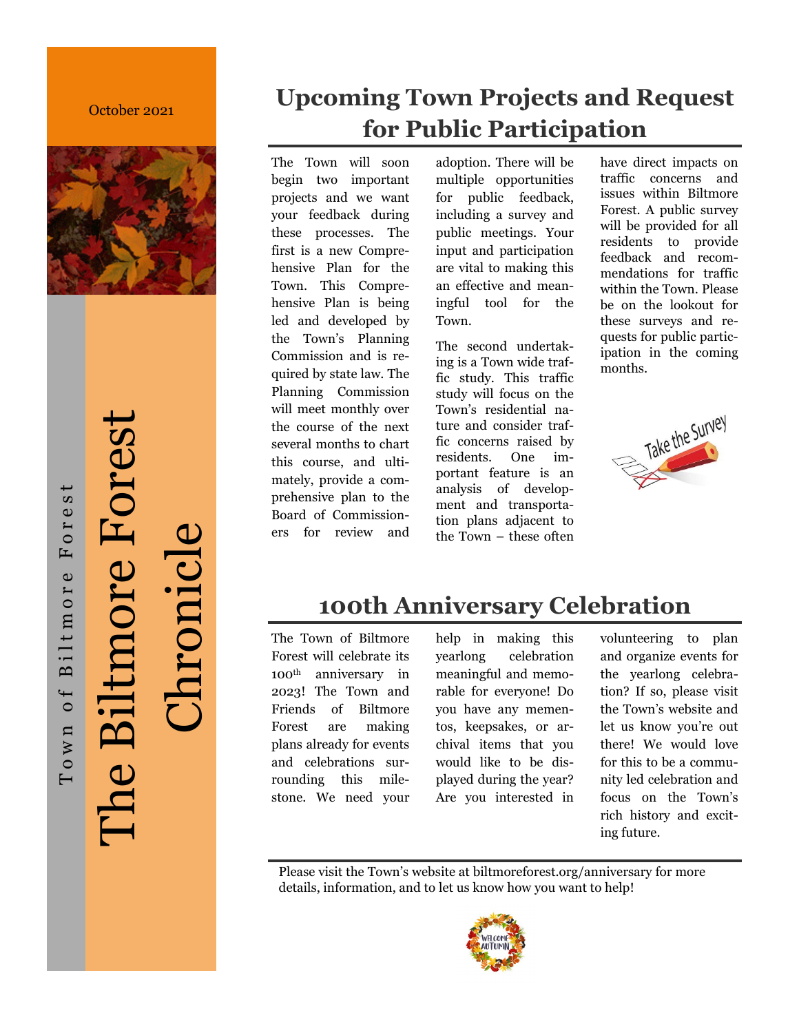October 2021

Town of Biltmore Forest

# The Biltmore Forest Chronicle

## Upcoming Town Projects and Request for Public Participation

The Town will soon begin two important projects and we want your feedback during these processes. The first is a new Comprehensive Plan for the Town. This Comprehensive Plan is being led and developed by the Town's Planning Commission and is required by state law. The Planning Commission will meet monthly over the course of the next several months to chart this course, and ultimately, provide a comprehensive plan to the Board of Commissioners for review and adoption. There will be multiple opportunities for public feedback, including a survey and public meetings. Your input and participation are vital to making this an effective and meaningful tool for the Town.

The second undertaking is a Town wide traffic study. This traffic study will focus on the Town's residential nature and consider traffic concerns raised by residents. One important feature is an analysis of development and transportation plans adjacent to the Town – these often have direct impacts on traffic concerns and issues within Biltmore Forest. A public survey will be provided for all residents to provide feedback and recommendations for traffic within the Town. Please be on the lookout for these surveys and requests for public participation in the coming months.

## 100th Anniversary Celebration

The Town of Biltmore Forest will celebrate its 100th anniversary in 2023! The Town and Friends of Biltmore Forest are making plans already for events and celebrations surrounding this milestone. We need your help in making this yearlong celebration meaningful and memorable for everyone! Do you have any mementos, keepsakes, or archival items that you would like to be displayed during the year? Are you interested in volunteering to plan and organize events for the yearlong celebration? If so, please visit the Town's website and let us know you're out there! We would love for this to be a community led celebration and focus on the Town's rich history and exciting future.

Please visit the Town's website at biltmoreforest.org/anniversary for more details, information, and to let us know how you want to help!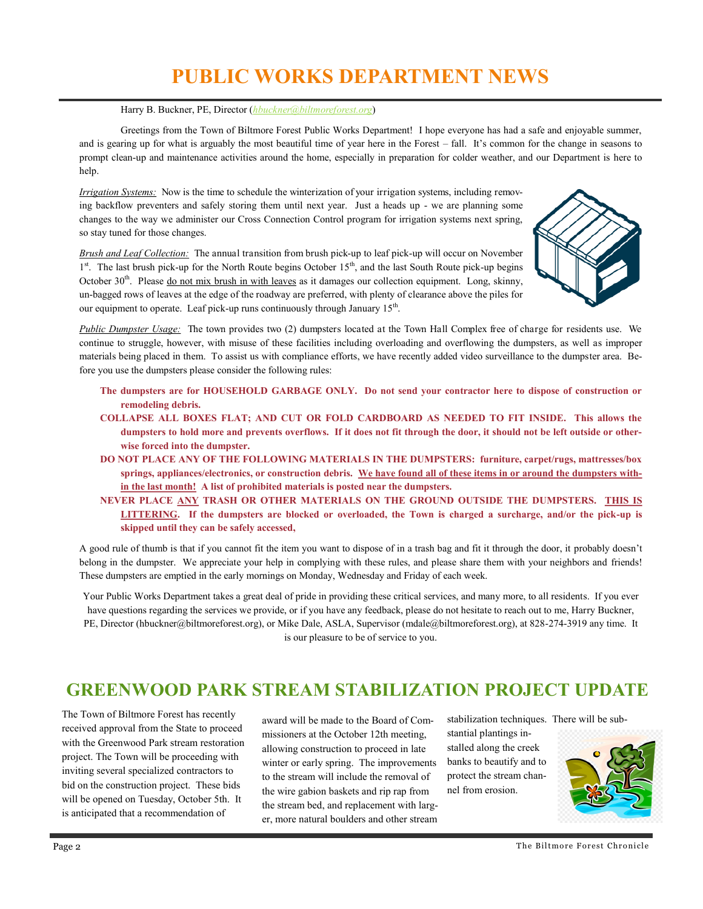# PUBLIC WORKS DEPARTMENT NEWS

Harry B. Buckner, PE, Director (*hbuckner@biltmoreforest.org*)

Greetings from the Town of Biltmore Forest Public Works Department! I hope everyone has had a safe and enjoyable summer, and is gearing up for what is arguably the most beautiful time of year here in the Forest – fall. It's common for the change in seasons to prompt clean-up and maintenance activities around the home, especially in preparation for colder weather, and our Department is here to help.

*Irrigation Systems:* Now is the time to schedule the winterization of your irrigation systems, including removing backflow preventers and safely storing them until next year. Just a heads up - we are planning some changes to the way we administer our Cross Connection Control program for irrigation systems next spring, so stay tuned for those changes.

*Brush and Leaf Collection:* The annual transition from brush pick-up to leaf pick-up will occur on November 1st. The last brush pick-up for the North Route begins October 15th, and the last South Route pick-up begins October 30th. Please do not mix brush in with leaves as it damages our collection equipment. Long, skinny, un-bagged rows of leaves at the edge of the roadway are preferred, with plenty of clearance above the piles for our equipment to operate. Leaf pick-up runs continuously through January 15th.

*Public Dumpster Usage:* The town provides two (2) dumpsters located at the Town Hall Complex free of charge for residents use. We continue to struggle, however, with misuse of these facilities including overloading and overflowing the dumpsters, as well as improper materials being placed in them. To assist us with compliance efforts, we have recently added video surveillance to the dumpster area. Before you use the dumpsters please consider the following rules:

- **The dumpsters are for HOUSEHOLD GARBAGE ONLY. Do not send your contractor here to dispose of construction or remodeling debris.**
- **COLLAPSE ALL BOXES FLAT; AND CUT OR FOLD CARDBOARD AS NEEDED TO FIT INSIDE. This allows the dumpsters to hold more and prevents overflows. If it does not fit through the door, it should not be left outside or otherwise forced into the dumpster.**
- **DO NOT PLACE ANY OF THE FOLLOWING MATERIALS IN THE DUMPSTERS: furniture, carpet/rugs, mattresses/box springs, appliances/electronics, or construction debris. We have found all of these items in or around the dumpsters within the last month! A list of prohibited materials is posted near the dumpsters.**
- **NEVER PLACE ANY TRASH OR OTHER MATERIALS ON THE GROUND OUTSIDE THE DUMPSTERS. THIS IS LITTERING. If the dumpsters are blocked or overloaded, the Town is charged a surcharge, and/or the pick-up is skipped until they can be safely accessed,**

A good rule of thumb is that if you cannot fit the item you want to dispose of in a trash bag and fit it through the door, it probably doesn't belong in the dumpster. We appreciate your help in complying with these rules, and please share them with your neighbors and friends! These dumpsters are emptied in the early mornings on Monday, Wednesday and Friday of each week.

Your Public Works Department takes a great deal of pride in providing these critical services, and many more, to all residents. If you ever have questions regarding the services we provide, or if you have any feedback, please do not hesitate to reach out to me, Harry Buckner, PE, Director (hbuckner@biltmoreforest.org), or Mike Dale, ASLA, Supervisor (mdale@biltmoreforest.org), at 828-274-3919 any time. It is our pleasure to be of service to you.

# GREENWOOD PARK STREAM STABILIZATION PROJECT UPDATE

The Town of Biltmore Forest has recently received approval from the State to proceed with the Greenwood Park stream restoration project. The Town will be proceeding with inviting several specialized contractors to bid on the construction project. These bids will be opened on Tuesday, October 5th. It is anticipated that a recommendation of award will be made to the Board of Commissioners at the October 12th meeting, allowing construction to proceed in late winter or early spring. The improvements to the stream will include the removal of the wire gabion baskets and rip rap from the stream bed, and replacement with larger, more natural boulders and other stream stabilization techniques. There will be substantial plantings installed along the creek banks to beautify and to protect the stream channel from erosion.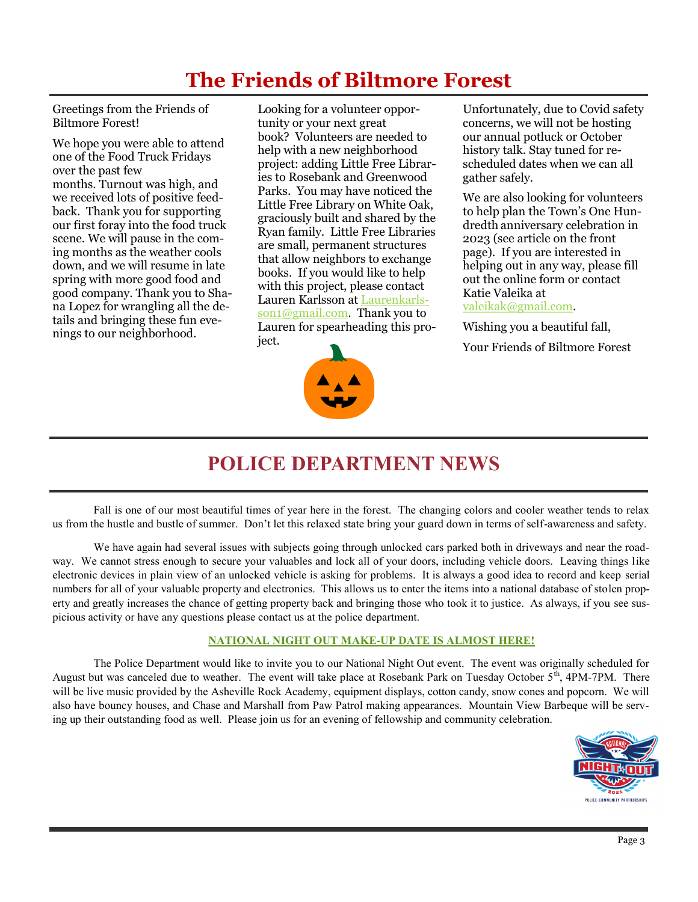# The Friends of Biltmore Forest

Greetings from the Friends of Biltmore Forest!

We hope you were able to attend one of the Food Truck Fridays over the past few months. Turnout was high, and we received lots of positive feedback. Thank you for supporting our first foray into the food truck scene. We will pause in the coming months as the weather cools down, and we will resume in late spring with more good food and good company. Thank you to Shana Lopez for wrangling all the details and bringing these fun evenings to our neighborhood.

Looking for a volunteer opportunity or your next great book? Volunteers are needed to help with a new neighborhood project: adding Little Free Libraries to Rosebank and Greenwood Parks. You may have noticed the Little Free Library on White Oak, graciously built and shared by the Ryan family. Little Free Libraries are small, permanent structures that allow neighbors to exchange books. If you would like to help with this project, please contact Lauren Karlsson at Laurenkarlsson1@gmail.com. Thank you to Lauren for spearheading this project.

Unfortunately, due to Covid safety concerns, we will not be hosting our annual potluck or October history talk. Stay tuned for rescheduled dates when we can all gather safely.

We are also looking for volunteers to help plan the Town's One Hundredth anniversary celebration in 2023 (see article on the front page). If you are interested in helping out in any way, please fill out the online form or contact Katie Valeika at valeikak@gmail.com.

Wishing you a beautiful fall,

Your Friends of Biltmore Forest

# POLICE DEPARTMENT NEWS

Fall is one of our most beautiful times of year here in the forest. The changing colors and cooler weather tends to relax us from the hustle and bustle of summer. Don't let this relaxed state bring your guard down in terms of self-awareness and safety.

We have again had several issues with subjects going through unlocked cars parked both in driveways and near the roadway. We cannot stress enough to secure your valuables and lock all of your doors, including vehicle doors. Leaving things like electronic devices in plain view of an unlocked vehicle is asking for problems. It is always a good idea to record and keep serial numbers for all of your valuable property and electronics. This allows us to enter the items into a national database of stolen property and greatly increases the chance of getting property back and bringing those who took it to justice. As always, if you see suspicious activity or have any questions please contact us at the police department.

**NATIONAL NIGHT OUT MAKE-UP DATE IS ALMOST HERE!**

The Police Department would like to invite you to our National Night Out event. The event was originally scheduled for August but was canceled due to weather. The event will take place at Rosebank Park on Tuesday October 5th, 4PM-7PM. There will be live music provided by the Asheville Rock Academy, equipment displays, cotton candy, snow cones and popcorn. We will also have bouncy houses, and Chase and Marshall from Paw Patrol making appearances. Mountain View Barbeque will be serving up their outstanding food as well. Please join us for an evening of fellowship and community celebration.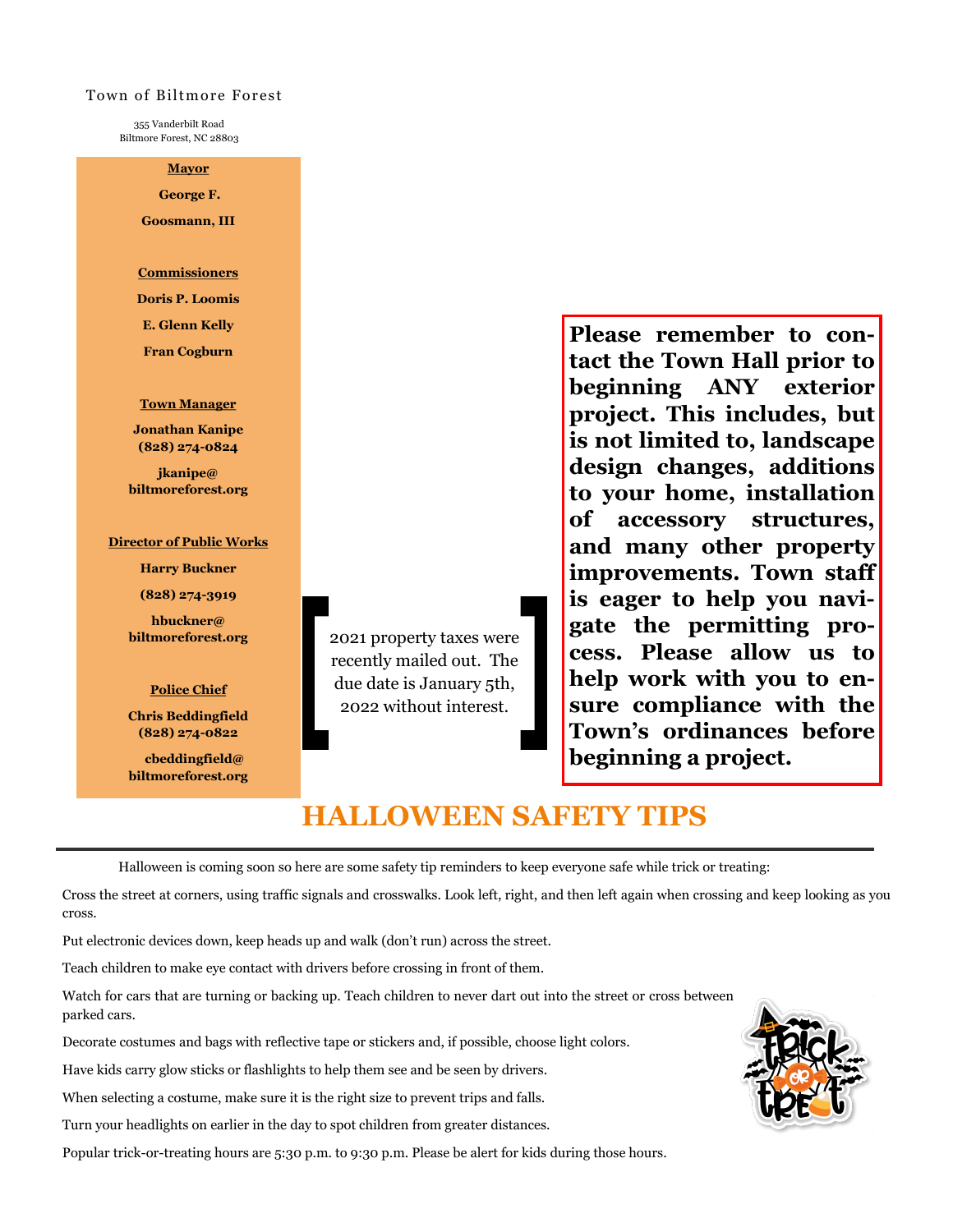Town of Biltmore Forest

355 Vanderbilt Road
Biltmore Forest, NC 28803

**Mayor**

**George F. Goosmann, III**

**Commissioners**

**Doris P. Loomis**

**E. Glenn Kelly**

**Fran Cogburn**

**Town Manager**

**Jonathan Kanipe**
**(828) 274-0824**

**jkanipe@biltmoreforest.org**

**Director of Public Works**

**Harry Buckner**

**(828) 274-3919**

**hbuckner@biltmoreforest.org**

**Police Chief**

**Chris Beddingfield**
**(828) 274-0822**

**cbeddingfield@biltmoreforest.org**

2021 property taxes were recently mailed out. The due date is January 5th, 2022 without interest.

**Please remember to contact the Town Hall prior to beginning ANY exterior project. This includes, but is not limited to, landscape design changes, additions to your home, installation of accessory structures, and many other property improvements. Town staff is eager to help you navigate the permitting process. Please allow us to help work with you to ensure compliance with the Town's ordinances before beginning a project.**

## HALLOWEEN SAFETY TIPS

Halloween is coming soon so here are some safety tip reminders to keep everyone safe while trick or treating:

Cross the street at corners, using traffic signals and crosswalks. Look left, right, and then left again when crossing and keep looking as you cross.

Put electronic devices down, keep heads up and walk (don't run) across the street.

Teach children to make eye contact with drivers before crossing in front of them.

Watch for cars that are turning or backing up. Teach children to never dart out into the street or cross between parked cars.

Decorate costumes and bags with reflective tape or stickers and, if possible, choose light colors.

Have kids carry glow sticks or flashlights to help them see and be seen by drivers.

When selecting a costume, make sure it is the right size to prevent trips and falls.

Turn your headlights on earlier in the day to spot children from greater distances.

Popular trick-or-treating hours are 5:30 p.m. to 9:30 p.m. Please be alert for kids during those hours.